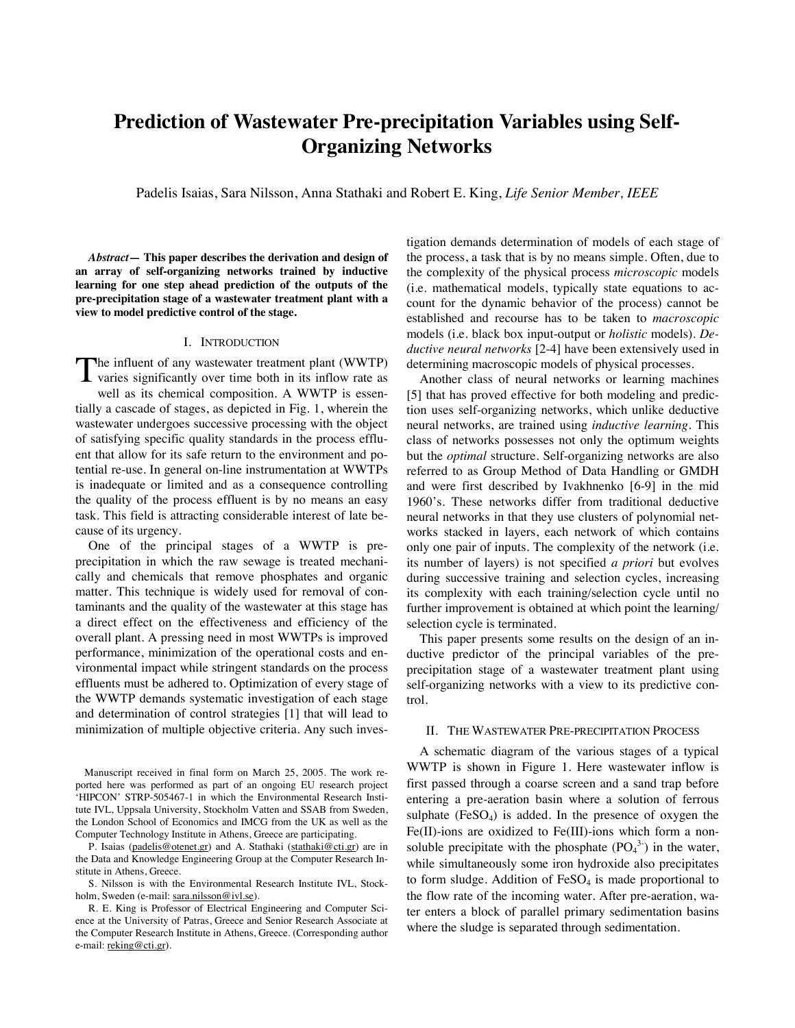# Prediction of Wastewater Pre-precipitation Variables using Self-Organizing Networks

Padelis Isaias, Sara Nilsson, Anna Stathaki and Robert E. King, *Life Senior Member, IEEE*

***Abstract*— This paper describes the derivation and design of an array of self-organizing networks trained by inductive learning for one step ahead prediction of the outputs of the pre-precipitation stage of a wastewater treatment plant with a view to model predictive control of the stage.**

## I. Introduction

The influent of any wastewater treatment plant (WWTP) varies significantly over time both in its inflow rate as well as its chemical composition. A WWTP is essentially a cascade of stages, as depicted in Fig. 1, wherein the wastewater undergoes successive processing with the object of satisfying specific quality standards in the process effluent that allow for its safe return to the environment and potential re-use. In general on-line instrumentation at WWTPs is inadequate or limited and as a consequence controlling the quality of the process effluent is by no means an easy task. This field is attracting considerable interest of late because of its urgency.

One of the principal stages of a WWTP is pre-precipitation in which the raw sewage is treated mechanically and chemicals that remove phosphates and organic matter. This technique is widely used for removal of contaminants and the quality of the wastewater at this stage has a direct effect on the effectiveness and efficiency of the overall plant. A pressing need in most WWTPs is improved performance, minimization of the operational costs and environmental impact while stringent standards on the process effluents must be adhered to. Optimization of every stage of the WWTP demands systematic investigation of each stage and determination of control strategies [1] that will lead to minimization of multiple objective criteria. Any such investigation demands determination of models of each stage of the process, a task that is by no means simple. Often, due to the complexity of the physical process *microscopic* models (i.e. mathematical models, typically state equations to account for the dynamic behavior of the process) cannot be established and recourse has to be taken to *macroscopic* models (i.e. black box input-output or *holistic* models). *Deductive neural networks* [2-4] have been extensively used in determining macroscopic models of physical processes.

Another class of neural networks or learning machines [5] that has proved effective for both modeling and prediction uses self-organizing networks, which unlike deductive neural networks, are trained using *inductive learning*. This class of networks possesses not only the optimum weights but the *optimal* structure. Self-organizing networks are also referred to as Group Method of Data Handling or GMDH and were first described by Ivakhnenko [6-9] in the mid 1960's. These networks differ from traditional deductive neural networks in that they use clusters of polynomial networks stacked in layers, each network of which contains only one pair of inputs. The complexity of the network (i.e. its number of layers) is not specified *a priori* but evolves during successive training and selection cycles, increasing its complexity with each training/selection cycle until no further improvement is obtained at which point the learning/selection cycle is terminated.

This paper presents some results on the design of an inductive predictor of the principal variables of the pre-precipitation stage of a wastewater treatment plant using self-organizing networks with a view to its predictive control.

## II. The Wastewater Pre-precipitation Process

A schematic diagram of the various stages of a typical WWTP is shown in Figure 1. Here wastewater inflow is first passed through a coarse screen and a sand trap before entering a pre-aeration basin where a solution of ferrous sulphate ($FeSO_4$) is added. In the presence of oxygen the Fe(II)-ions are oxidized to Fe(III)-ions which form a non-soluble precipitate with the phosphate ($PO_4^{3-}$) in the water, while simultaneously some iron hydroxide also precipitates to form sludge. Addition of $FeSO_4$ is made proportional to the flow rate of the incoming water. After pre-aeration, water enters a block of parallel primary sedimentation basins where the sludge is separated through sedimentation.

Manuscript received in final form on March 25, 2005. The work reported here was performed as part of an ongoing EU research project 'HIPCON' STRP-505467-1 in which the Environmental Research Institute IVL, Uppsala University, Stockholm Vatten and SSAB from Sweden, the London School of Economics and IMCG from the UK as well as the Computer Technology Institute in Athens, Greece are participating.

P. Isaias (padelis@otenet.gr) and A. Stathaki (stathaki@cti.gr) are in the Data and Knowledge Engineering Group at the Computer Research Institute in Athens, Greece.

S. Nilsson is with the Environmental Research Institute IVL, Stockholm, Sweden (e-mail: sara.nilsson@ivl.se).

R. E. King is Professor of Electrical Engineering and Computer Science at the University of Patras, Greece and Senior Research Associate at the Computer Research Institute in Athens, Greece. (Corresponding author e-mail: reking@cti.gr).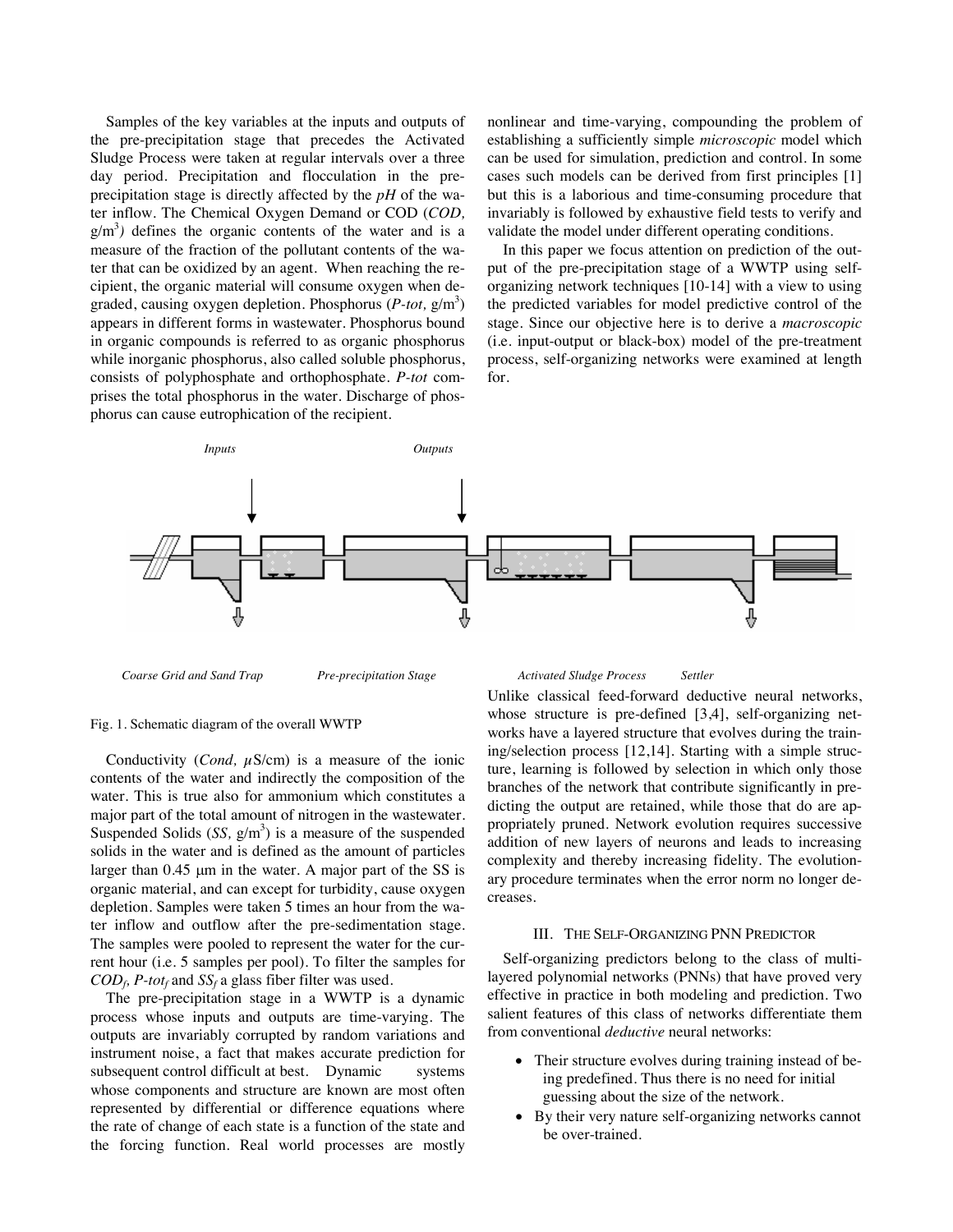Samples of the key variables at the inputs and outputs of the pre-precipitation stage that precedes the Activated Sludge Process were taken at regular intervals over a three day period. Precipitation and flocculation in the pre-precipitation stage is directly affected by the *pH* of the water inflow. The Chemical Oxygen Demand or COD (*COD,* g/m$^3$*)* defines the organic contents of the water and is a measure of the fraction of the pollutant contents of the water that can be oxidized by an agent. When reaching the recipient, the organic material will consume oxygen when degraded, causing oxygen depletion. Phosphorus (*P-tot,* g/m$^3$) appears in different forms in wastewater. Phosphorus bound in organic compounds is referred to as organic phosphorus while inorganic phosphorus, also called soluble phosphorus, consists of polyphosphate and orthophosphate. *P-tot* comprises the total phosphorus in the water. Discharge of phosphorus can cause eutrophication of the recipient.

*Inputs* *Outputs*

*Coarse Grid and Sand Trap* *Pre-precipitation Stage* *Activated Sludge Process* *Settler*

Fig. 1. Schematic diagram of the overall WWTP

Conductivity (*Cond,* $\mu$S/cm) is a measure of the ionic contents of the water and indirectly the composition of the water. This is true also for ammonium which constitutes a major part of the total amount of nitrogen in the wastewater. Suspended Solids (*SS,* g/m$^3$) is a measure of the suspended solids in the water and is defined as the amount of particles larger than 0.45 µm in the water. A major part of the SS is organic material, and can except for turbidity, cause oxygen depletion. Samples were taken 5 times an hour from the water inflow and outflow after the pre-sedimentation stage. The samples were pooled to represent the water for the current hour (i.e. 5 samples per pool). To filter the samples for $COD_f$, $P\text{-}tot_f$ and $SS_f$ a glass fiber filter was used.

The pre-precipitation stage in a WWTP is a dynamic process whose inputs and outputs are time-varying. The outputs are invariably corrupted by random variations and instrument noise, a fact that makes accurate prediction for subsequent control difficult at best. Dynamic systems whose components and structure are known are most often represented by differential or difference equations where the rate of change of each state is a function of the state and the forcing function. Real world processes are mostly nonlinear and time-varying, compounding the problem of establishing a sufficiently simple *microscopic* model which can be used for simulation, prediction and control. In some cases such models can be derived from first principles [1] but this is a laborious and time-consuming procedure that invariably is followed by exhaustive field tests to verify and validate the model under different operating conditions.

In this paper we focus attention on prediction of the output of the pre-precipitation stage of a WWTP using self-organizing network techniques [10-14] with a view to using the predicted variables for model predictive control of the stage. Since our objective here is to derive a *macroscopic* (i.e. input-output or black-box) model of the pre-treatment process, self-organizing networks were examined at length for.

Unlike classical feed-forward deductive neural networks, whose structure is pre-defined [3,4], self-organizing networks have a layered structure that evolves during the training/selection process [12,14]. Starting with a simple structure, learning is followed by selection in which only those branches of the network that contribute significantly in predicting the output are retained, while those that do are appropriately pruned. Network evolution requires successive addition of new layers of neurons and leads to increasing complexity and thereby increasing fidelity. The evolutionary procedure terminates when the error norm no longer decreases.

## III. The Self-Organizing PNN Predictor

Self-organizing predictors belong to the class of multilayered polynomial networks (PNNs) that have proved very effective in practice in both modeling and prediction. Two salient features of this class of networks differentiate them from conventional *deductive* neural networks:

- Their structure evolves during training instead of being predefined. Thus there is no need for initial guessing about the size of the network.
- By their very nature self-organizing networks cannot be over-trained.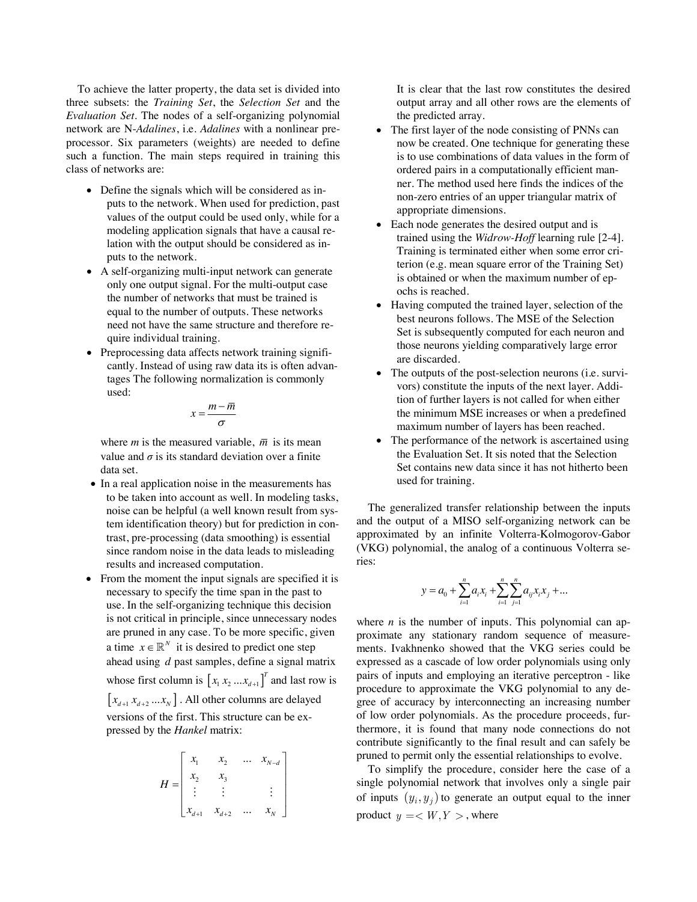To achieve the latter property, the data set is divided into three subsets: the *Training Set*, the *Selection Set* and the *Evaluation Set*. The nodes of a self-organizing polynomial network are N-*Adalines*, i.e. *Adalines* with a nonlinear pre-processor. Six parameters (weights) are needed to define such a function. The main steps required in training this class of networks are:

- Define the signals which will be considered as inputs to the network. When used for prediction, past values of the output could be used only, while for a modeling application signals that have a causal relation with the output should be considered as inputs to the network.
- A self-organizing multi-input network can generate only one output signal. For the multi-output case the number of networks that must be trained is equal to the number of outputs. These networks need not have the same structure and therefore require individual training.
- Preprocessing data affects network training significantly. Instead of using raw data its is often advantages The following normalization is commonly used:

  $$x = \frac{m - \bar{m}}{\sigma}$$

  where $m$ is the measured variable, $\bar{m}$ is its mean value and $\sigma$ is its standard deviation over a finite data set.
- In a real application noise in the measurements has to be taken into account as well. In modeling tasks, noise can be helpful (a well known result from system identification theory) but for prediction in contrast, pre-processing (data smoothing) is essential since random noise in the data leads to misleading results and increased computation.
- From the moment the input signals are specified it is necessary to specify the time span in the past to use. In the self-organizing technique this decision is not critical in principle, since unnecessary nodes are pruned in any case. To be more specific, given a time $x \in \mathbb{R}^N$ it is desired to predict one step ahead using $d$ past samples, define a signal matrix whose first column is $\left[x_1\ x_2\ ...x_{d+1}\right]^T$ and last row is $\left[x_{d+1}\ x_{d+2}\ ...x_N\right]$. All other columns are delayed versions of the first. This structure can be expressed by the *Hankel* matrix:

  $$H = \begin{bmatrix} x_1 & x_2 & \dots & x_{N-d} \\ x_2 & x_3 & & \\ \vdots & \vdots & & \vdots \\ x_{d+1} & x_{d+2} & \dots & x_N \end{bmatrix}$$

  It is clear that the last row constitutes the desired output array and all other rows are the elements of the predicted array.
- The first layer of the node consisting of PNNs can now be created. One technique for generating these is to use combinations of data values in the form of ordered pairs in a computationally efficient manner. The method used here finds the indices of the non-zero entries of an upper triangular matrix of appropriate dimensions.
- Each node generates the desired output and is trained using the *Widrow-Hoff* learning rule [2-4]. Training is terminated either when some error criterion (e.g. mean square error of the Training Set) is obtained or when the maximum number of epochs is reached.
- Having computed the trained layer, selection of the best neurons follows. The MSE of the Selection Set is subsequently computed for each neuron and those neurons yielding comparatively large error are discarded.
- The outputs of the post-selection neurons (i.e. survivors) constitute the inputs of the next layer. Addition of further layers is not called for when either the minimum MSE increases or when a predefined maximum number of layers has been reached.
- The performance of the network is ascertained using the Evaluation Set. It sis noted that the Selection Set contains new data since it has not hitherto been used for training.

The generalized transfer relationship between the inputs and the output of a MISO self-organizing network can be approximated by an infinite Volterra-Kolmogorov-Gabor (VKG) polynomial, the analog of a continuous Volterra series:

$$y = a_0 + \sum_{i=1}^{n} a_i x_i + \sum_{i=1}^{n}\sum_{j=1}^{n} a_{ij} x_i x_j + ...$$

where $n$ is the number of inputs. This polynomial can approximate any stationary random sequence of measurements. Ivakhnenko showed that the VKG series could be expressed as a cascade of low order polynomials using only pairs of inputs and employing an iterative perceptron - like procedure to approximate the VKG polynomial to any degree of accuracy by interconnecting an increasing number of low order polynomials. As the procedure proceeds, furthermore, it is found that many node connections do not contribute significantly to the final result and can safely be pruned to permit only the essential relationships to evolve.

To simplify the procedure, consider here the case of a single polynomial network that involves only a single pair of inputs $(y_i, y_j)$ to generate an output equal to the inner product $y = < W, Y >$, where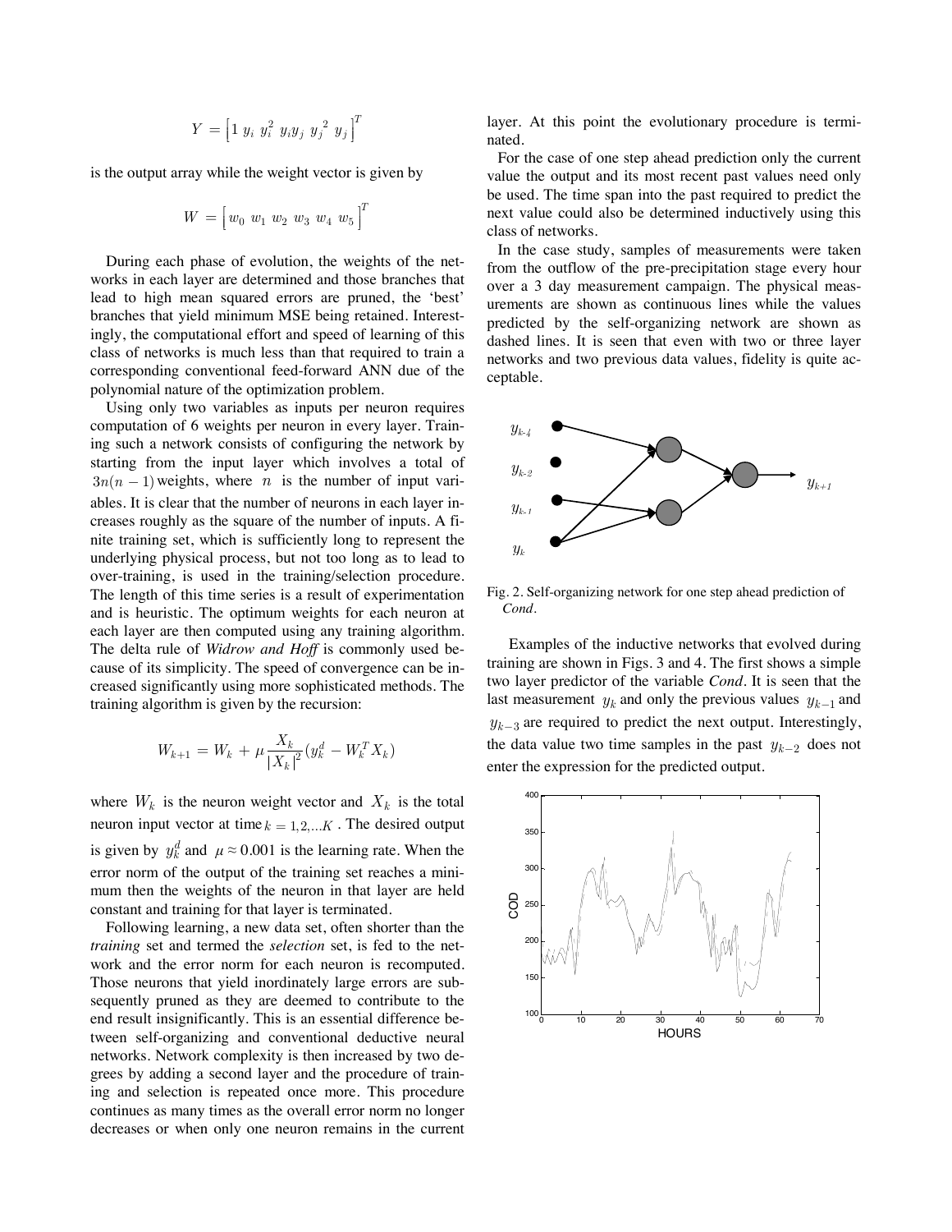$$Y = \left[1 \; y_i \; y_i^2 \; y_i y_j \; {y_j}^2 \; y_j \right]^T$$

is the output array while the weight vector is given by

$$W = \left[ w_0 \; w_1 \; w_2 \; w_3 \; w_4 \; w_5 \right]^T$$

During each phase of evolution, the weights of the networks in each layer are determined and those branches that lead to high mean squared errors are pruned, the 'best' branches that yield minimum MSE being retained. Interestingly, the computational effort and speed of learning of this class of networks is much less than that required to train a corresponding conventional feed-forward ANN due of the polynomial nature of the optimization problem.

Using only two variables as inputs per neuron requires computation of 6 weights per neuron in every layer. Training such a network consists of configuring the network by starting from the input layer which involves a total of $3n(n-1)$ weights, where $n$ is the number of input variables. It is clear that the number of neurons in each layer increases roughly as the square of the number of inputs. A finite training set, which is sufficiently long to represent the underlying physical process, but not too long as to lead to over-training, is used in the training/selection procedure. The length of this time series is a result of experimentation and is heuristic. The optimum weights for each neuron at each layer are then computed using any training algorithm. The delta rule of *Widrow and Hoff* is commonly used because of its simplicity. The speed of convergence can be increased significantly using more sophisticated methods. The training algorithm is given by the recursion:

$$W_{k+1} = W_k + \mu \frac{X_k}{|X_k|^2}(y_k^d - W_k^T X_k)$$

where $W_k$ is the neuron weight vector and $X_k$ is the total neuron input vector at time $k = 1,2,...K$. The desired output is given by $y_k^d$ and $\mu \approx 0.001$ is the learning rate. When the error norm of the output of the training set reaches a minimum then the weights of the neuron in that layer are held constant and training for that layer is terminated.

Following learning, a new data set, often shorter than the *training* set and termed the *selection* set, is fed to the network and the error norm for each neuron is recomputed. Those neurons that yield inordinately large errors are subsequently pruned as they are deemed to contribute to the end result insignificantly. This is an essential difference between self-organizing and conventional deductive neural networks. Network complexity is then increased by two degrees by adding a second layer and the procedure of training and selection is repeated once more. This procedure continues as many times as the overall error norm no longer decreases or when only one neuron remains in the current layer. At this point the evolutionary procedure is terminated.

For the case of one step ahead prediction only the current value the output and its most recent past values need only be used. The time span into the past required to predict the next value could also be determined inductively using this class of networks.

In the case study, samples of measurements were taken from the outflow of the pre-precipitation stage every hour over a 3 day measurement campaign. The physical measurements are shown as continuous lines while the values predicted by the self-organizing network are shown as dashed lines. It is seen that even with two or three layer networks and two previous data values, fidelity is quite acceptable.

Fig. 2. Self-organizing network for one step ahead prediction of *Cond*.

Examples of the inductive networks that evolved during training are shown in Figs. 3 and 4. The first shows a simple two layer predictor of the variable *Cond*. It is seen that the last measurement $y_k$ and only the previous values $y_{k-1}$ and $y_{k-3}$ are required to predict the next output. Interestingly, the data value two time samples in the past $y_{k-2}$ does not enter the expression for the predicted output.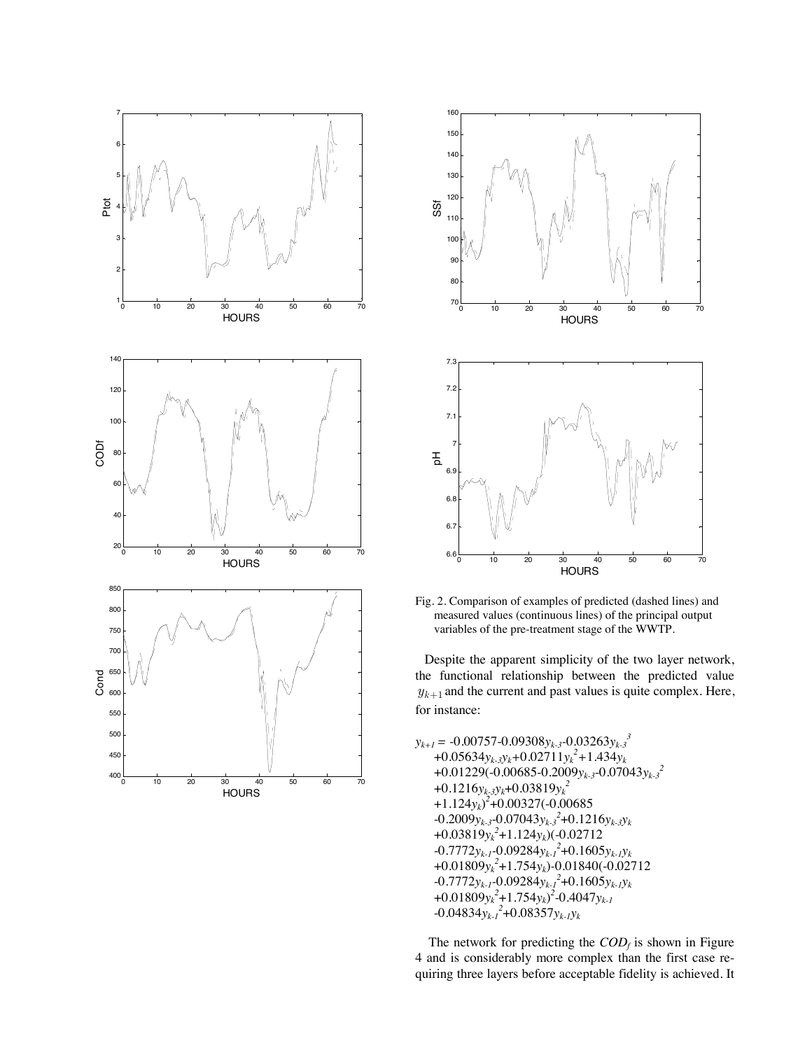Fig. 2. Comparison of examples of predicted (dashed lines) and measured values (continuous lines) of the principal output variables of the pre-treatment stage of the WWTP.

Despite the apparent simplicity of the two layer network, the functional relationship between the predicted value $y_{k+1}$ and the current and past values is quite complex. Here, for instance:

$$
\begin{aligned}
y_{k+1} = & -0.00757-0.09308y_{k-3}-0.03263y_{k-3}^{3} \\
& +0.05634y_{k-3}y_k+0.02711y_k^{2}+1.434y_k \\
& +0.01229(-0.00685-0.2009y_{k-3}-0.07043y_{k-3}^{2} \\
& +0.1216y_{k-3}y_k+0.03819y_k^{2} \\
& +1.124y_k)^{2}+0.00327(-0.00685 \\
& -0.2009y_{k-3}-0.07043y_{k-3}^{2}+0.1216y_{k-3}y_k \\
& +0.03819y_k^{2}+1.124y_k)(-0.02712 \\
& -0.7772y_{k-1}-0.09284y_{k-1}^{2}+0.1605y_{k-1}y_k \\
& +0.01809y_k^{2}+1.754y_k)-0.01840(-0.02712 \\
& -0.7772y_{k-1}-0.09284y_{k-1}^{2}+0.1605y_{k-1}y_k \\
& +0.01809y_k^{2}+1.754y_k)^{2}-0.4047y_{k-1} \\
& -0.04834y_{k-1}^{2}+0.08357y_{k-1}y_k
\end{aligned}
$$

The network for predicting the $COD_f$ is shown in Figure 4 and is considerably more complex than the first case requiring three layers before acceptable fidelity is achieved. It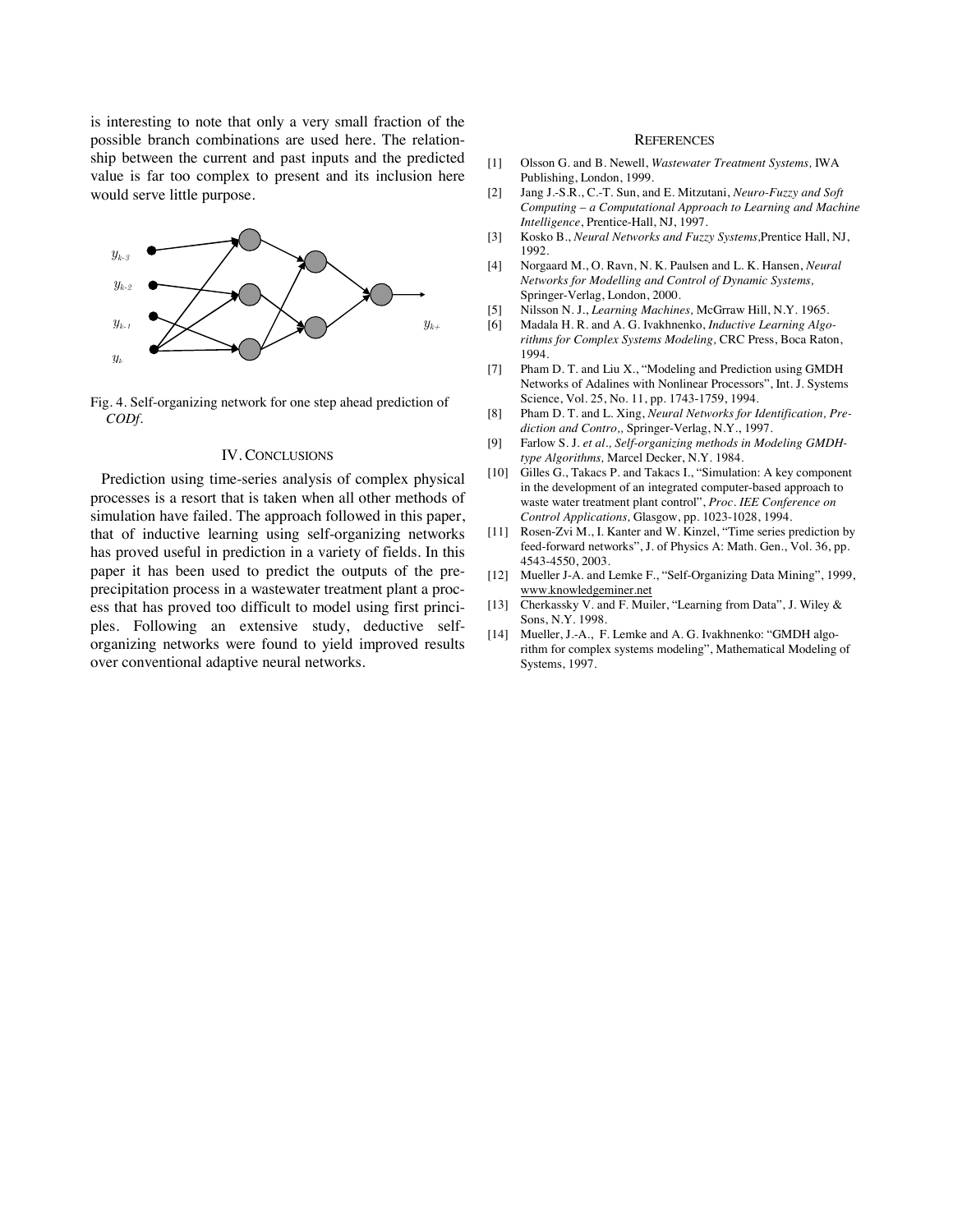is interesting to note that only a very small fraction of the possible branch combinations are used here. The relationship between the current and past inputs and the predicted value is far too complex to present and its inclusion here would serve little purpose.

$y_{k-3}$

$y_{k-2}$

$y_{k-1}$

$y_k$

$y_{k+}$

Fig. 4. Self-organizing network for one step ahead prediction of *CODf*.

## IV. Conclusions

Prediction using time-series analysis of complex physical processes is a resort that is taken when all other methods of simulation have failed. The approach followed in this paper, that of inductive learning using self-organizing networks has proved useful in prediction in a variety of fields. In this paper it has been used to predict the outputs of the pre-precipitation process in a wastewater treatment plant a process that has proved too difficult to model using first principles. Following an extensive study, deductive self-organizing networks were found to yield improved results over conventional adaptive neural networks.

## References

[1] Olsson G. and B. Newell, *Wastewater Treatment Systems,* IWA Publishing, London, 1999.

[2] Jang J.-S.R., C.-T. Sun, and E. Mitzutani, *Neuro-Fuzzy and Soft Computing – a Computational Approach to Learning and Machine Intelligence*, Prentice-Hall, NJ, 1997.

[3] Kosko B., *Neural Networks and Fuzzy Systems,*Prentice Hall, NJ, 1992.

[4] Norgaard M., O. Ravn, N. K. Paulsen and L. K. Hansen, *Neural Networks for Modelling and Control of Dynamic Systems,* Springer-Verlag, London, 2000.

[5] Nilsson N. J., *Learning Machines,* McGrraw Hill, N.Y. 1965.

[6] Madala H. R. and A. G. Ivakhnenko, *Inductive Learning Algorithms for Complex Systems Modeling,* CRC Press, Boca Raton, 1994.

[7] Pham D. T. and Liu X., "Modeling and Prediction using GMDH Networks of Adalines with Nonlinear Processors", Int. J. Systems Science, Vol. 25, No. 11, pp. 1743-1759, 1994.

[8] Pham D. T. and L. Xing, *Neural Networks for Identification, Prediction and Contro,,* Springer-Verlag, N.Y., 1997.

[9] Farlow S. J. *et al., Self-organizing methods in Modeling GMDH-type Algorithms,* Marcel Decker, N.Y. 1984.

[10] Gilles G., Takacs P. and Takacs I., "Simulation: A key component in the development of an integrated computer-based approach to waste water treatment plant control", *Proc. IEE Conference on Control Applications,* Glasgow, pp. 1023-1028, 1994.

[11] Rosen-Zvi M., I. Kanter and W. Kinzel, "Time series prediction by feed-forward networks", J. of Physics A: Math. Gen., Vol. 36, pp. 4543-4550, 2003.

[12] Mueller J-A. and Lemke F., "Self-Organizing Data Mining", 1999, www.knowledgeminer.net

[13] Cherkassky V. and F. Muiler, "Learning from Data", J. Wiley & Sons, N.Y. 1998.

[14] Mueller, J.-A., F. Lemke and A. G. Ivakhnenko: "GMDH algorithm for complex systems modeling", Mathematical Modeling of Systems, 1997.